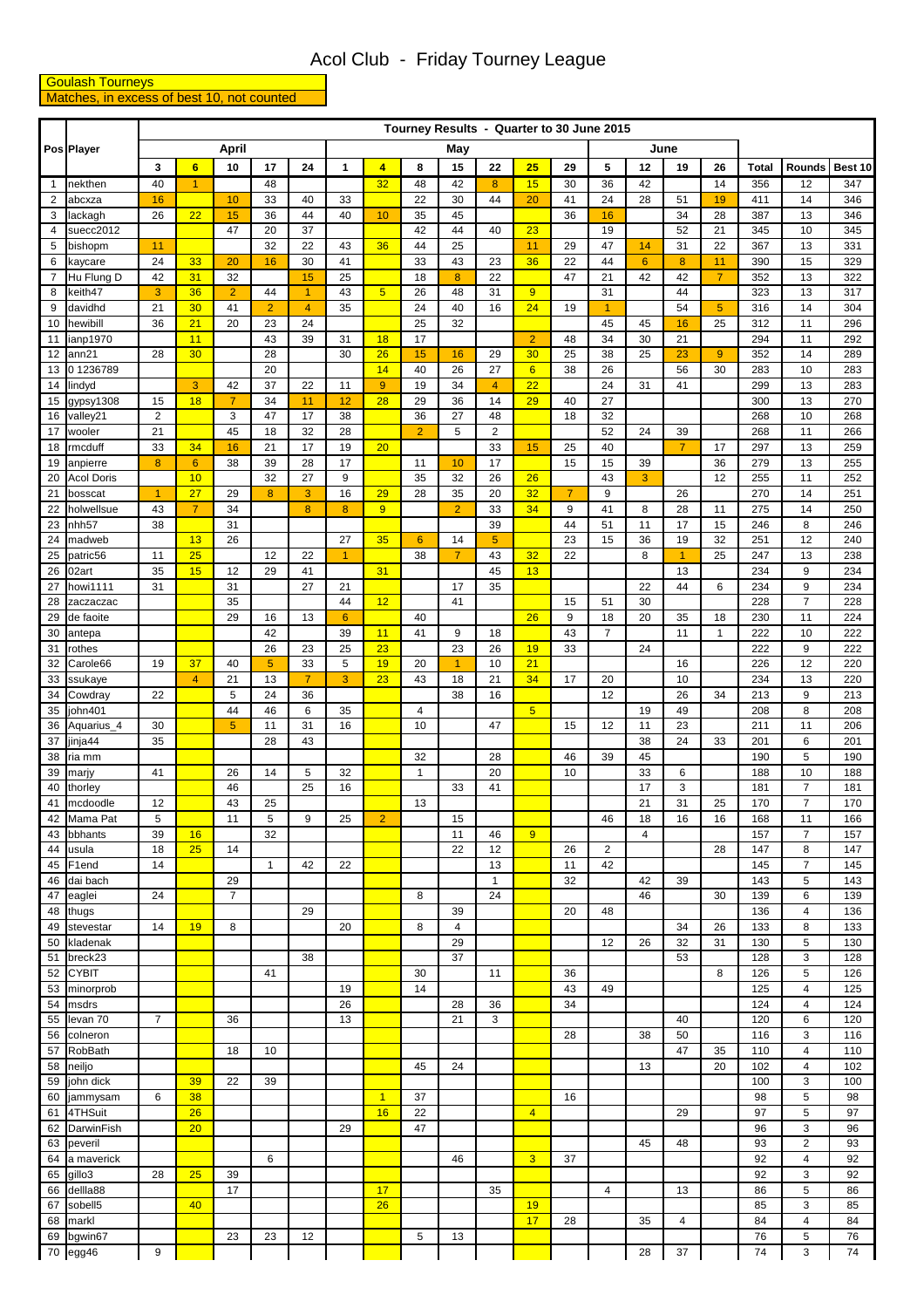# Acol Club - Friday Tourney League

**Goulash Tourneys**

**Matches, in excess of best 10, not counted**

| Pos | Player | Tourney Results - Quarter to 30 June 2015 | | | | | | | | | | | | | | | | | | |
|---|---|---|---|---|---|---|---|---|---|---|---|---|---|---|---|---|---|---|---|---|
| | | April | | | | | May | | | | | | | June | | | | | | |
| | | 3 | 6 | 10 | 17 | 24 | 1 | 4 | 8 | 15 | 22 | 25 | 29 | 5 | 12 | 19 | 26 | Total | Rounds | Best 10 |
| 1 | nekthen | 40 | 1 | | 48 | | | 32 | 48 | 42 | 8 | 15 | 30 | 36 | 42 | | 14 | 356 | 12 | 347 |
| 2 | abcxza | 16 | | 10 | 33 | 40 | 33 | | 22 | 30 | 44 | 20 | 41 | 24 | 28 | 51 | 19 | 411 | 14 | 346 |
| 3 | lackagh | 26 | 22 | 15 | 36 | 44 | 40 | 10 | 35 | 45 | | | 36 | 16 | | 34 | 28 | 387 | 13 | 346 |
| 4 | suecc2012 | | | 47 | 20 | 37 | | | 42 | 44 | 40 | 23 | | 19 | | 52 | 21 | 345 | 10 | 345 |
| 5 | bishopm | 11 | | | 32 | 22 | 43 | 36 | 44 | 25 | | 11 | 29 | 47 | 14 | 31 | 22 | 367 | 13 | 331 |
| 6 | kaycare | 24 | 33 | 20 | 16 | 30 | 41 | | 33 | 43 | 23 | 36 | 22 | 44 | 6 | 8 | 11 | 390 | 15 | 329 |
| 7 | Hu Flung D | 42 | 31 | 32 | | 15 | 25 | | 18 | 8 | 22 | | 47 | 21 | 42 | 42 | 7 | 352 | 13 | 322 |
| 8 | keith47 | 3 | 36 | 2 | 44 | 1 | 43 | 5 | 26 | 48 | 31 | 9 | | 31 | | 44 | | 323 | 13 | 317 |
| 9 | davidhd | 21 | 30 | 41 | 2 | 4 | 35 | | 24 | 40 | 16 | 24 | 19 | 1 | | 54 | 5 | 316 | 14 | 304 |
| 10 | hewibill | 36 | 21 | 20 | 23 | 24 | | | 25 | 32 | | | | 45 | 45 | 16 | 25 | 312 | 11 | 296 |
| 11 | ianp1970 | | 11 | | 43 | 39 | 31 | 18 | 17 | | | 2 | 48 | 34 | 30 | 21 | | 294 | 11 | 292 |
| 12 | ann21 | 28 | 30 | | 28 | | 30 | 26 | 15 | 16 | 29 | 30 | 25 | 38 | 25 | 23 | 9 | 352 | 14 | 289 |
| 13 | 0 1236789 | | | | 20 | | | 14 | 40 | 26 | 27 | 6 | 38 | 26 | | 56 | 30 | 283 | 10 | 283 |
| 14 | lindyd | | 3 | 42 | 37 | 22 | 11 | 9 | 19 | 34 | 4 | 22 | | 24 | 31 | 41 | | 299 | 13 | 283 |
| 15 | gypsy1308 | 15 | 18 | 7 | 34 | 11 | 12 | 28 | 29 | 36 | 14 | 29 | 40 | 27 | | | | 300 | 13 | 270 |
| 16 | valley21 | 2 | | 3 | 47 | 17 | 38 | | 36 | 27 | 48 | | 18 | 32 | | | | 268 | 10 | 268 |
| 17 | wooler | 21 | | 45 | 18 | 32 | 28 | | 2 | 5 | 2 | | | 52 | 24 | 39 | | 268 | 11 | 266 |
| 18 | rmcduff | 33 | 34 | 16 | 21 | 17 | 19 | 20 | | | 33 | 15 | 25 | 40 | | 7 | 17 | 297 | 13 | 259 |
| 19 | anpierre | 8 | 6 | 38 | 39 | 28 | 17 | | 11 | 10 | 17 | | 15 | 15 | 39 | | 36 | 279 | 13 | 255 |
| 20 | Acol Doris | | 10 | | 32 | 27 | 9 | | 35 | 32 | 26 | 26 | | 43 | 3 | | 12 | 255 | 11 | 252 |
| 21 | bosscat | 1 | 27 | 29 | 8 | 3 | 16 | 29 | 28 | 35 | 20 | 32 | 7 | 9 | | 26 | | 270 | 14 | 251 |
| 22 | holwellsue | 43 | 7 | 34 | | 8 | 8 | 9 | | 2 | 33 | 34 | 9 | 41 | 8 | 28 | 11 | 275 | 14 | 250 |
| 23 | nhh57 | 38 | | 31 | | | | | | | 39 | | 44 | 51 | 11 | 17 | 15 | 246 | 8 | 246 |
| 24 | madweb | | 13 | 26 | | | 27 | 35 | 6 | 14 | 5 | | 23 | 15 | 36 | 19 | 32 | 251 | 12 | 240 |
| 25 | patric56 | 11 | 25 | | 12 | 22 | 1 | | 38 | 7 | 43 | 32 | 22 | | 8 | 1 | 25 | 247 | 13 | 238 |
| 26 | 02art | 35 | 15 | 12 | 29 | 41 | | 31 | | | 45 | 13 | | | | 13 | | 234 | 9 | 234 |
| 27 | howi1111 | 31 | | 31 | | 27 | 21 | | | 17 | 35 | | | | 22 | 44 | 6 | 234 | 9 | 234 |
| 28 | zaczaczac | | | 35 | | | 44 | 12 | | 41 | | | 15 | 51 | 30 | | | 228 | 7 | 228 |
| 29 | de faoite | | | 29 | 16 | 13 | 6 | | 40 | | | 26 | 9 | 18 | 20 | 35 | 18 | 230 | 11 | 224 |
| 30 | antepa | | | | 42 | | 39 | 11 | 41 | 9 | 18 | | 43 | 7 | | 11 | 1 | 222 | 10 | 222 |
| 31 | rothes | | | | 26 | 23 | 25 | 23 | | 23 | 26 | 19 | 33 | | 24 | | | 222 | 9 | 222 |
| 32 | Carole66 | 19 | 37 | 40 | 5 | 33 | 5 | 19 | 20 | 1 | 10 | 21 | | | | 16 | | 226 | 12 | 220 |
| 33 | ssukaye | | 4 | 21 | 13 | 7 | 3 | 23 | 43 | 18 | 21 | 34 | 17 | 20 | | 10 | | 234 | 13 | 220 |
| 34 | Cowdray | 22 | | 5 | 24 | 36 | | | | 38 | 16 | | | 12 | | 26 | 34 | 213 | 9 | 213 |
| 35 | john401 | | | 44 | 46 | 6 | 35 | | 4 | | | 5 | | | 19 | 49 | | 208 | 8 | 208 |
| 36 | Aquarius_4 | 30 | | 5 | 11 | 31 | 16 | | 10 | | 47 | | 15 | 12 | 11 | 23 | | 211 | 11 | 206 |
| 37 | jinja44 | 35 | | | 28 | 43 | | | | | | | | | 38 | 24 | 33 | 201 | 6 | 201 |
| 38 | ria mm | | | | | | | | 32 | | 28 | | 46 | 39 | 45 | | | 190 | 5 | 190 |
| 39 | marjy | 41 | | 26 | 14 | 5 | 32 | | 1 | | 20 | | 10 | | 33 | 6 | | 188 | 10 | 188 |
| 40 | thorley | | | 46 | | 25 | 16 | | | 33 | 41 | | | | 17 | 3 | | 181 | 7 | 181 |
| 41 | mcdoodle | 12 | | 43 | 25 | | | | 13 | | | | | | 21 | 31 | 25 | 170 | 7 | 170 |
| 42 | Mama Pat | 5 | | 11 | 5 | 9 | 25 | 2 | | 15 | | | | 46 | 18 | 16 | 16 | 168 | 11 | 166 |
| 43 | bbhants | 39 | 16 | | 32 | | | | | 11 | 46 | 9 | | | 4 | | | 157 | 7 | 157 |
| 44 | usula | 18 | 25 | 14 | | | | | | 22 | 12 | | 26 | 2 | | | 28 | 147 | 8 | 147 |
| 45 | F1end | 14 | | | 1 | 42 | 22 | | | | 13 | | 11 | 42 | | | | 145 | 7 | 145 |
| 46 | dai bach | | | 29 | | | | | | | 1 | | 32 | | 42 | 39 | | 143 | 5 | 143 |
| 47 | eaglei | 24 | | 7 | | | | | 8 | | 24 | | | | 46 | | 30 | 139 | 6 | 139 |
| 48 | thugs | | | | | 29 | | | | 39 | | | 20 | 48 | | | | 136 | 4 | 136 |
| 49 | stevestar | 14 | 19 | 8 | | | 20 | | 8 | 4 | | | | | | 34 | 26 | 133 | 8 | 133 |
| 50 | kladenak | | | | | | | | | 29 | | | | 12 | 26 | 32 | 31 | 130 | 5 | 130 |
| 51 | breck23 | | | | | 38 | | | | 37 | | | | | | 53 | | 128 | 3 | 128 |
| 52 | CYBIT | | | | 41 | | | | 30 | | 11 | | 36 | | | | 8 | 126 | 5 | 126 |
| 53 | minorprob | | | | | | 19 | | 14 | | | | 43 | 49 | | | | 125 | 4 | 125 |
| 54 | msdrs | | | | | | 26 | | | 28 | 36 | | 34 | | | | | 124 | 4 | 124 |
| 55 | levan 70 | 7 | | 36 | | | 13 | | | 21 | 3 | | | | | 40 | | 120 | 6 | 120 |
| 56 | colneron | | | | | | | | | | | | 28 | | 38 | 50 | | 116 | 3 | 116 |
| 57 | RobBath | | | 18 | 10 | | | | | | | | | | | 47 | 35 | 110 | 4 | 110 |
| 58 | neiljo | | | | | | | | 45 | 24 | | | | | 13 | | 20 | 102 | 4 | 102 |
| 59 | john dick | | 39 | 22 | 39 | | | | | | | | | | | | | 100 | 3 | 100 |
| 60 | jammysam | 6 | 38 | | | | | 1 | 37 | | | | 16 | | | | | 98 | 5 | 98 |
| 61 | 4THSuit | | 26 | | | | | 16 | 22 | | | 4 | | | | 29 | | 97 | 5 | 97 |
| 62 | DarwinFish | | 20 | | | | 29 | | 47 | | | | | | | | | 96 | 3 | 96 |
| 63 | peveril | | | | | | | | | | | | | | 45 | 48 | | 93 | 2 | 93 |
| 64 | a maverick | | | | 6 | | | | | 46 | | 3 | 37 | | | | | 92 | 4 | 92 |
| 65 | gillo3 | 28 | 25 | 39 | | | | | | | | | | | | | | 92 | 3 | 92 |
| 66 | dellla88 | | | 17 | | | | 17 | | | 35 | | | 4 | | 13 | | 86 | 5 | 86 |
| 67 | sobell5 | | 40 | | | | | 26 | | | | 19 | | | | | | 85 | 3 | 85 |
| 68 | markl | | | | | | | | | | | 17 | 28 | | 35 | 4 | | 84 | 4 | 84 |
| 69 | bgwin67 | | | 23 | 23 | 12 | | | 5 | 13 | | | | | | | | 76 | 5 | 76 |
| 70 | egg46 | 9 | | | | | | | | | | | | | 28 | 37 | | 74 | 3 | 74 |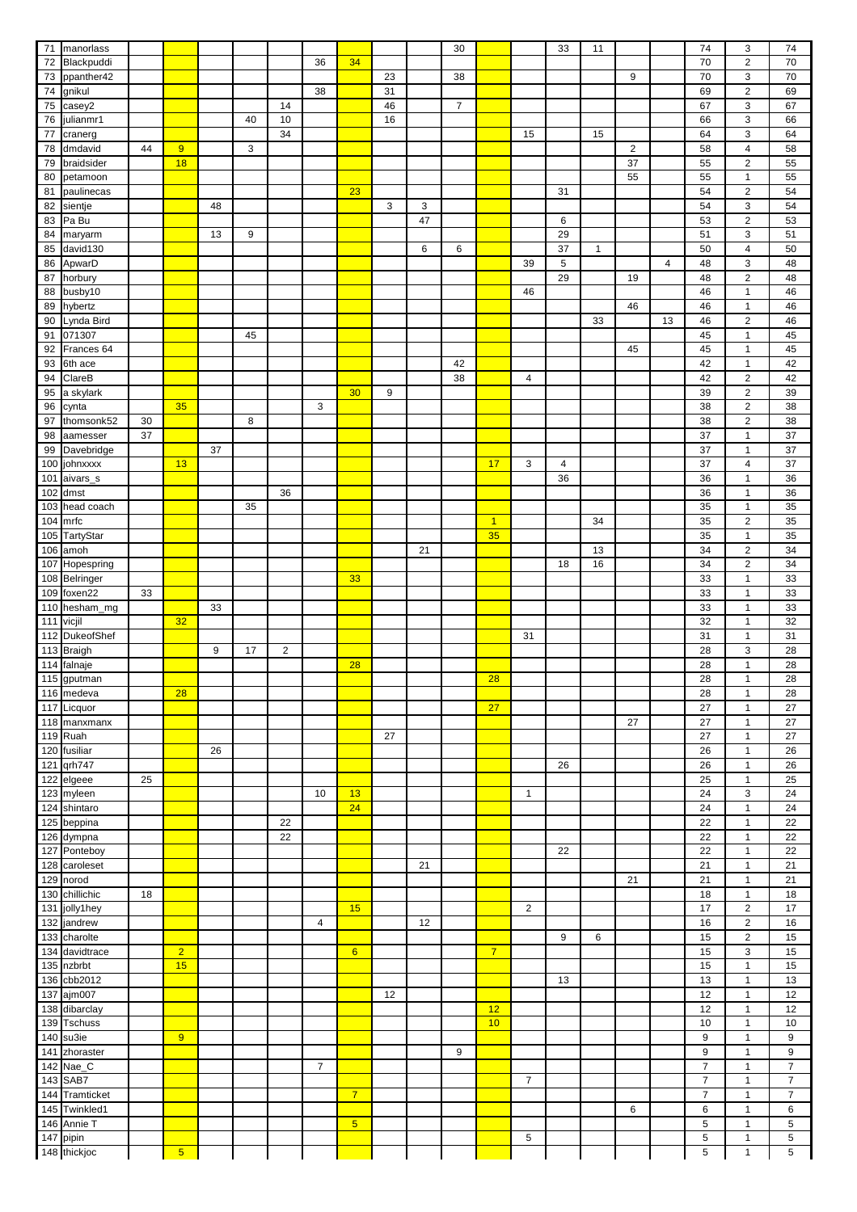| | | | | | | | | | | | | | | | | | | | | |
|---|---|---|---|---|---|---|---|---|---|---|---|---|---|---|---|---|---|---|---|---|
| 71 | manorlass | | | | | | | | | | 30 | | | 33 | 11 | | | 74 | 3 | 74 |
| 72 | Blackpuddi | | | | | | 36 | 34 | | | | | | | | | | 70 | 2 | 70 |
| 73 | ppanther42 | | | | | | | | 23 | | 38 | | | | | 9 | | 70 | 3 | 70 |
| 74 | gnikul | | | | | | 38 | | 31 | | | | | | | | | 69 | 2 | 69 |
| 75 | casey2 | | | | | 14 | | | 46 | | 7 | | | | | | | 67 | 3 | 67 |
| 76 | julianmr1 | | | | 40 | 10 | | | 16 | | | | | | | | | 66 | 3 | 66 |
| 77 | cranerg | | | | | 34 | | | | | | | 15 | | 15 | | | 64 | 3 | 64 |
| 78 | dmdavid | 44 | 9 | | 3 | | | | | | | | | | | 2 | | 58 | 4 | 58 |
| 79 | braidsider | | 18 | | | | | | | | | | | | | 37 | | 55 | 2 | 55 |
| 80 | petamoon | | | | | | | | | | | | | | | 55 | | 55 | 1 | 55 |
| 81 | paulinecas | | | | | | | 23 | | | | | | 31 | | | | 54 | 2 | 54 |
| 82 | sientje | | | 48 | | | | | 3 | 3 | | | | | | | | 54 | 3 | 54 |
| 83 | Pa Bu | | | | | | | | | 47 | | | | 6 | | | | 53 | 2 | 53 |
| 84 | maryarm | | | 13 | 9 | | | | | | | | | 29 | | | | 51 | 3 | 51 |
| 85 | david130 | | | | | | | | | 6 | 6 | | | 37 | 1 | | | 50 | 4 | 50 |
| 86 | ApwarD | | | | | | | | | | | | 39 | 5 | | | 4 | 48 | 3 | 48 |
| 87 | horbury | | | | | | | | | | | | | 29 | | 19 | | 48 | 2 | 48 |
| 88 | busby10 | | | | | | | | | | | | 46 | | | | | 46 | 1 | 46 |
| 89 | hybertz | | | | | | | | | | | | | | | 46 | | 46 | 1 | 46 |
| 90 | Lynda Bird | | | | | | | | | | | | | | 33 | | 13 | 46 | 2 | 46 |
| 91 | 071307 | | | | 45 | | | | | | | | | | | | | 45 | 1 | 45 |
| 92 | Frances 64 | | | | | | | | | | | | | | | 45 | | 45 | 1 | 45 |
| 93 | 6th ace | | | | | | | | | | 42 | | | | | | | 42 | 1 | 42 |
| 94 | ClareB | | | | | | | | | | 38 | | 4 | | | | | 42 | 2 | 42 |
| 95 | a skylark | | | | | | | 30 | 9 | | | | | | | | | 39 | 2 | 39 |
| 96 | cynta | | 35 | | | | 3 | | | | | | | | | | | 38 | 2 | 38 |
| 97 | thomsonk52 | 30 | | | 8 | | | | | | | | | | | | | 38 | 2 | 38 |
| 98 | aamesser | 37 | | | | | | | | | | | | | | | | 37 | 1 | 37 |
| 99 | Davebridge | | | 37 | | | | | | | | | | | | | | 37 | 1 | 37 |
| 100 | johnxxxx | | 13 | | | | | | | | | 17 | 3 | 4 | | | | 37 | 4 | 37 |
| 101 | aivars_s | | | | | | | | | | | | | 36 | | | | 36 | 1 | 36 |
| 102 | dmst | | | | | 36 | | | | | | | | | | | | 36 | 1 | 36 |
| 103 | head coach | | | | 35 | | | | | | | | | | | | | 35 | 1 | 35 |
| 104 | mrfc | | | | | | | | | | | 1 | | | 34 | | | 35 | 2 | 35 |
| 105 | TartyStar | | | | | | | | | | | 35 | | | | | | 35 | 1 | 35 |
| 106 | amoh | | | | | | | | | 21 | | | | | 13 | | | 34 | 2 | 34 |
| 107 | Hopespring | | | | | | | | | | | | | 18 | 16 | | | 34 | 2 | 34 |
| 108 | Belringer | | | | | | | 33 | | | | | | | | | | 33 | 1 | 33 |
| 109 | foxen22 | 33 | | | | | | | | | | | | | | | | 33 | 1 | 33 |
| 110 | hesham_mg | | | 33 | | | | | | | | | | | | | | 33 | 1 | 33 |
| 111 | vicjil | | 32 | | | | | | | | | | | | | | | 32 | 1 | 32 |
| 112 | DukeofShef | | | | | | | | | | | | 31 | | | | | 31 | 1 | 31 |
| 113 | Braigh | | | 9 | 17 | 2 | | | | | | | | | | | | 28 | 3 | 28 |
| 114 | falnaje | | | | | | | 28 | | | | | | | | | | 28 | 1 | 28 |
| 115 | gputman | | | | | | | | | | | 28 | | | | | | 28 | 1 | 28 |
| 116 | medeva | | 28 | | | | | | | | | | | | | | | 28 | 1 | 28 |
| 117 | Licquor | | | | | | | | | | | 27 | | | | | | 27 | 1 | 27 |
| 118 | manxmanx | | | | | | | | | | | | | | | 27 | | 27 | 1 | 27 |
| 119 | Ruah | | | | | | | | 27 | | | | | | | | | 27 | 1 | 27 |
| 120 | fusiliar | | | 26 | | | | | | | | | | | | | | 26 | 1 | 26 |
| 121 | qrh747 | | | | | | | | | | | | | 26 | | | | 26 | 1 | 26 |
| 122 | elgeee | 25 | | | | | | | | | | | | | | | | 25 | 1 | 25 |
| 123 | myleen | | | | | | 10 | 13 | | | | | 1 | | | | | 24 | 3 | 24 |
| 124 | shintaro | | | | | | | 24 | | | | | | | | | | 24 | 1 | 24 |
| 125 | beppina | | | | | 22 | | | | | | | | | | | | 22 | 1 | 22 |
| 126 | dympna | | | | | 22 | | | | | | | | | | | | 22 | 1 | 22 |
| 127 | Ponteboy | | | | | | | | | | | | | 22 | | | | 22 | 1 | 22 |
| 128 | caroleset | | | | | | | | | 21 | | | | | | | | 21 | 1 | 21 |
| 129 | norod | | | | | | | | | | | | | | | 21 | | 21 | 1 | 21 |
| 130 | chillichic | 18 | | | | | | | | | | | | | | | | 18 | 1 | 18 |
| 131 | jolly1hey | | | | | | | 15 | | | | | 2 | | | | | 17 | 2 | 17 |
| 132 | jandrew | | | | | | 4 | | | 12 | | | | | | | | 16 | 2 | 16 |
| 133 | charolte | | | | | | | | | | | | | 9 | 6 | | | 15 | 2 | 15 |
| 134 | davidtrace | | 2 | | | | | 6 | | | | 7 | | | | | | 15 | 3 | 15 |
| 135 | nzbrbt | | 15 | | | | | | | | | | | | | | | 15 | 1 | 15 |
| 136 | cbb2012 | | | | | | | | | | | | | 13 | | | | 13 | 1 | 13 |
| 137 | ajm007 | | | | | | | | 12 | | | | | | | | | 12 | 1 | 12 |
| 138 | dibarclay | | | | | | | | | | | 12 | | | | | | 12 | 1 | 12 |
| 139 | Tschuss | | | | | | | | | | | 10 | | | | | | 10 | 1 | 10 |
| 140 | su3ie | | 9 | | | | | | | | | | | | | | | 9 | 1 | 9 |
| 141 | zhoraster | | | | | | | | | | 9 | | | | | | | 9 | 1 | 9 |
| 142 | Nae_C | | | | | | 7 | | | | | | | | | | | 7 | 1 | 7 |
| 143 | SAB7 | | | | | | | | | | | | 7 | | | | | 7 | 1 | 7 |
| 144 | Tramticket | | | | | | | 7 | | | | | | | | | | 7 | 1 | 7 |
| 145 | Twinkled1 | | | | | | | | | | | | | | | 6 | | 6 | 1 | 6 |
| 146 | Annie T | | | | | | | 5 | | | | | | | | | | 5 | 1 | 5 |
| 147 | pipin | | | | | | | | | | | | 5 | | | | | 5 | 1 | 5 |
| 148 | thickjoc | | 5 | | | | | | | | | | | | | | | 5 | 1 | 5 |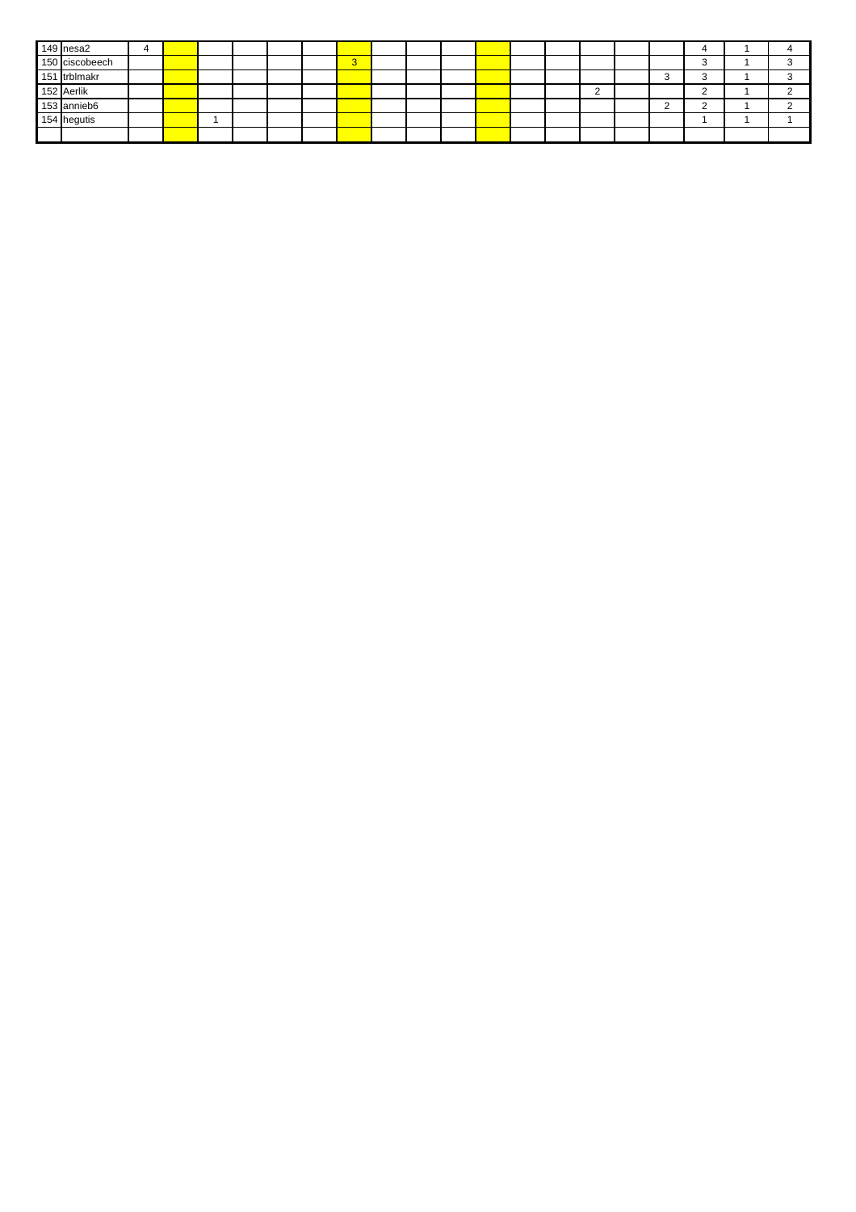| | | | | | | | | | | | | | | | | | | | | |
|---|---|---|---|---|---|---|---|---|---|---|---|---|---|---|---|---|---|---|---|---|
| 149 | nesa2 | 4 | | | | | | | | | | | | | | | | 4 | 1 | 4 |
| 150 | ciscobeech | | | | | | | 3 | | | | | | | | | | 3 | 1 | 3 |
| 151 | trblmakr | | | | | | | | | | | | | | | | 3 | 3 | 1 | 3 |
| 152 | Aerlik | | | | | | | | | | | | | | 2 | | | 2 | 1 | 2 |
| 153 | annieb6 | | | | | | | | | | | | | | | | 2 | 2 | 1 | 2 |
| 154 | hegutis | | | 1 | | | | | | | | | | | | | | 1 | 1 | 1 |
| | | | | | | | | | | | | | | | | | | | | |